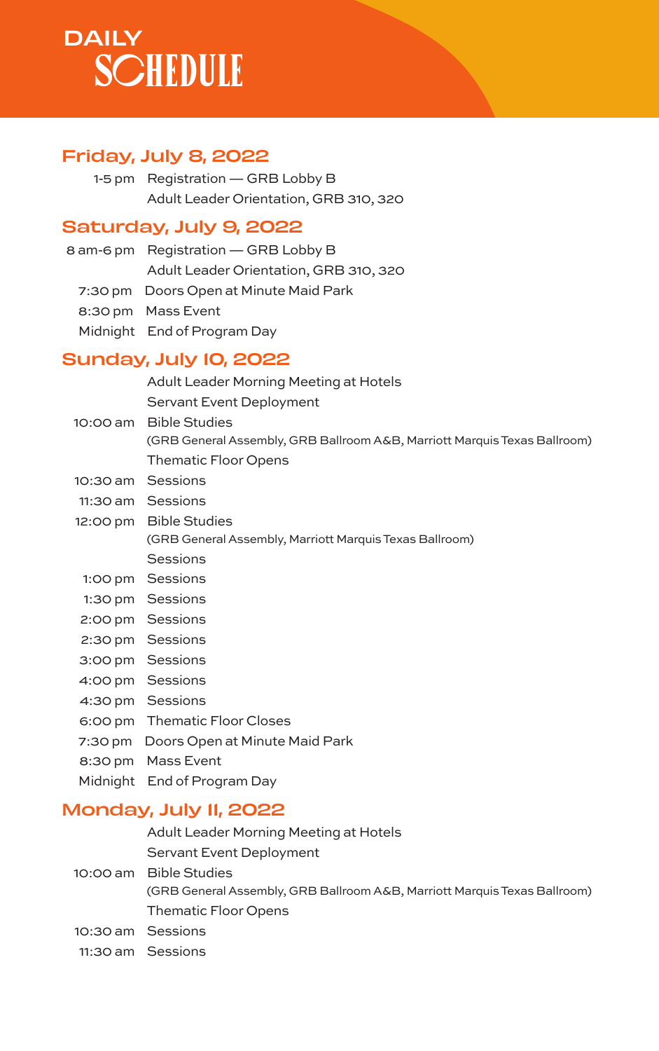# DAILY SCHEDULE

## Friday, July 8, 2022

| | |
|---|---|
| 1-5 pm | Registration — GRB Lobby B |
| | Adult Leader Orientation, GRB 310, 320 |

## Saturday, July 9, 2022

| | |
|---|---|
| 8 am-6 pm | Registration — GRB Lobby B |
| | Adult Leader Orientation, GRB 310, 320 |
| 7:30 pm | Doors Open at Minute Maid Park |
| 8:30 pm | Mass Event |
| Midnight | End of Program Day |

## Sunday, July 10, 2022

| | |
|---|---|
| | Adult Leader Morning Meeting at Hotels |
| | Servant Event Deployment |
| 10:00 am | Bible Studies |
| | (GRB General Assembly, GRB Ballroom A&B, Marriott Marquis Texas Ballroom) |
| | Thematic Floor Opens |
| 10:30 am | Sessions |
| 11:30 am | Sessions |
| 12:00 pm | Bible Studies |
| | (GRB General Assembly, Marriott Marquis Texas Ballroom) |
| | Sessions |
| 1:00 pm | Sessions |
| 1:30 pm | Sessions |
| 2:00 pm | Sessions |
| 2:30 pm | Sessions |
| 3:00 pm | Sessions |
| 4:00 pm | Sessions |
| 4:30 pm | Sessions |
| 6:00 pm | Thematic Floor Closes |
| 7:30 pm | Doors Open at Minute Maid Park |
| 8:30 pm | Mass Event |
| Midnight | End of Program Day |

## Monday, July 11, 2022

| | |
|---|---|
| | Adult Leader Morning Meeting at Hotels |
| | Servant Event Deployment |
| 10:00 am | Bible Studies |
| | (GRB General Assembly, GRB Ballroom A&B, Marriott Marquis Texas Ballroom) |
| | Thematic Floor Opens |
| 10:30 am | Sessions |
| 11:30 am | Sessions |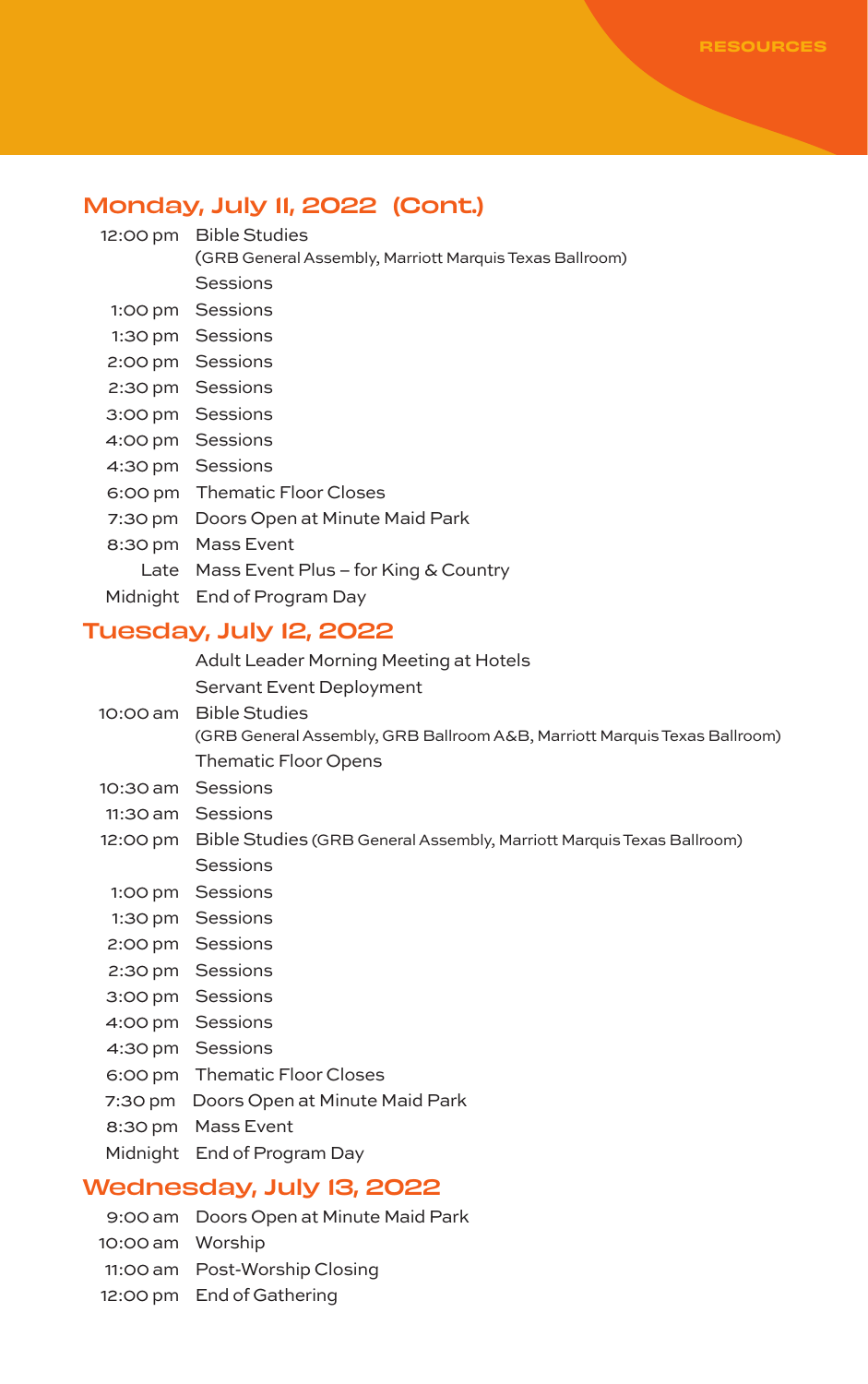## Monday, July 11, 2022 (Cont.)

| | |
|---|---|
| 12:00 pm | Bible Studies (GRB General Assembly, Marriott Marquis Texas Ballroom) |
| | Sessions |
| 1:00 pm | Sessions |
| 1:30 pm | Sessions |
| 2:00 pm | Sessions |
| 2:30 pm | Sessions |
| 3:00 pm | Sessions |
| 4:00 pm | Sessions |
| 4:30 pm | Sessions |
| 6:00 pm | Thematic Floor Closes |
| 7:30 pm | Doors Open at Minute Maid Park |
| 8:30 pm | Mass Event |
| Late | Mass Event Plus – for King & Country |
| Midnight | End of Program Day |

## Tuesday, July 12, 2022

| | |
|---|---|
| | Adult Leader Morning Meeting at Hotels |
| | Servant Event Deployment |
| 10:00 am | Bible Studies (GRB General Assembly, GRB Ballroom A&B, Marriott Marquis Texas Ballroom) |
| | Thematic Floor Opens |
| 10:30 am | Sessions |
| 11:30 am | Sessions |
| 12:00 pm | Bible Studies (GRB General Assembly, Marriott Marquis Texas Ballroom) |
| | Sessions |
| 1:00 pm | Sessions |
| 1:30 pm | Sessions |
| 2:00 pm | Sessions |
| 2:30 pm | Sessions |
| 3:00 pm | Sessions |
| 4:00 pm | Sessions |
| 4:30 pm | Sessions |
| 6:00 pm | Thematic Floor Closes |
| 7:30 pm | Doors Open at Minute Maid Park |
| 8:30 pm | Mass Event |
| Midnight | End of Program Day |

## Wednesday, July 13, 2022

| | |
|---|---|
| 9:00 am | Doors Open at Minute Maid Park |
| 10:00 am | Worship |
| 11:00 am | Post-Worship Closing |
| 12:00 pm | End of Gathering |